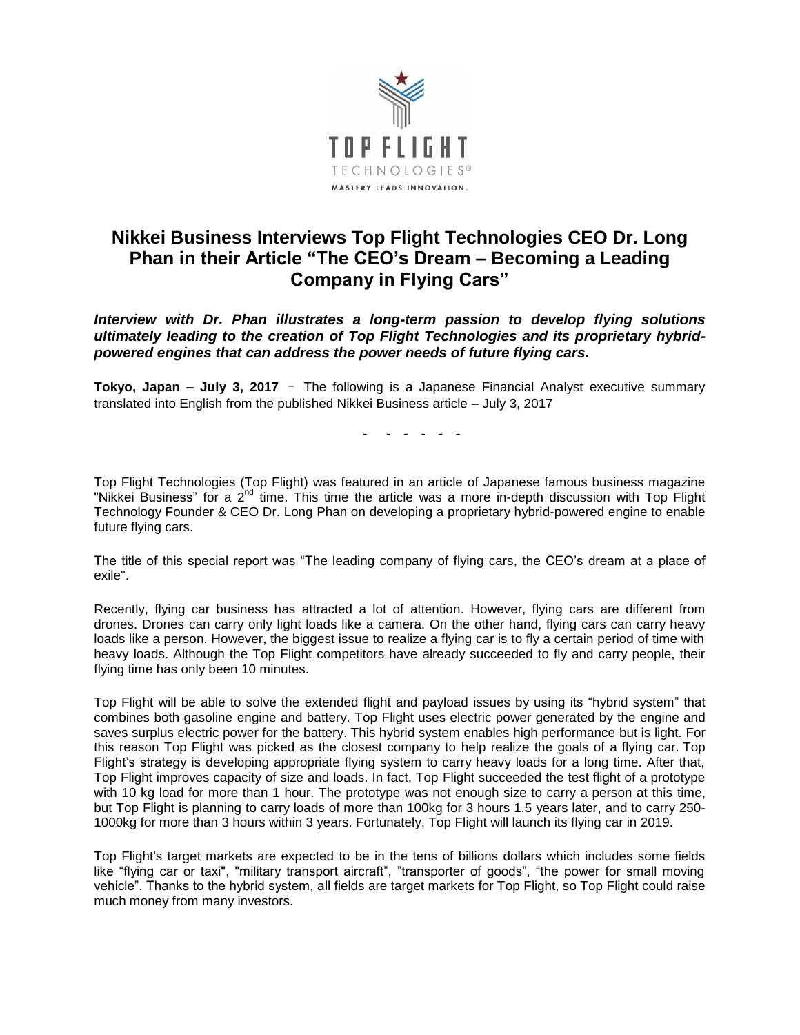TOP FLIGHT

TECHNOLOGIES®

MASTERY LEADS INNOVATION.

# Nikkei Business Interviews Top Flight Technologies CEO Dr. Long Phan in their Article "The CEO's Dream – Becoming a Leading Company in Flying Cars"

***Interview with Dr. Phan illustrates a long-term passion to develop flying solutions ultimately leading to the creation of Top Flight Technologies and its proprietary hybrid-powered engines that can address the power needs of future flying cars.***

**Tokyo, Japan – July 3, 2017** – The following is a Japanese Financial Analyst executive summary translated into English from the published Nikkei Business article – July 3, 2017

\- - - - - -

Top Flight Technologies (Top Flight) was featured in an article of Japanese famous business magazine "Nikkei Business" for a 2nd time. This time the article was a more in-depth discussion with Top Flight Technology Founder & CEO Dr. Long Phan on developing a proprietary hybrid-powered engine to enable future flying cars.

The title of this special report was "The leading company of flying cars, the CEO's dream at a place of exile".

Recently, flying car business has attracted a lot of attention. However, flying cars are different from drones. Drones can carry only light loads like a camera. On the other hand, flying cars can carry heavy loads like a person. However, the biggest issue to realize a flying car is to fly a certain period of time with heavy loads. Although the Top Flight competitors have already succeeded to fly and carry people, their flying time has only been 10 minutes.

Top Flight will be able to solve the extended flight and payload issues by using its "hybrid system" that combines both gasoline engine and battery. Top Flight uses electric power generated by the engine and saves surplus electric power for the battery. This hybrid system enables high performance but is light. For this reason Top Flight was picked as the closest company to help realize the goals of a flying car. Top Flight's strategy is developing appropriate flying system to carry heavy loads for a long time. After that, Top Flight improves capacity of size and loads. In fact, Top Flight succeeded the test flight of a prototype with 10 kg load for more than 1 hour. The prototype was not enough size to carry a person at this time, but Top Flight is planning to carry loads of more than 100kg for 3 hours 1.5 years later, and to carry 250-1000kg for more than 3 hours within 3 years. Fortunately, Top Flight will launch its flying car in 2019.

Top Flight's target markets are expected to be in the tens of billions dollars which includes some fields like "flying car or taxi", "military transport aircraft", "transporter of goods", "the power for small moving vehicle". Thanks to the hybrid system, all fields are target markets for Top Flight, so Top Flight could raise much money from many investors.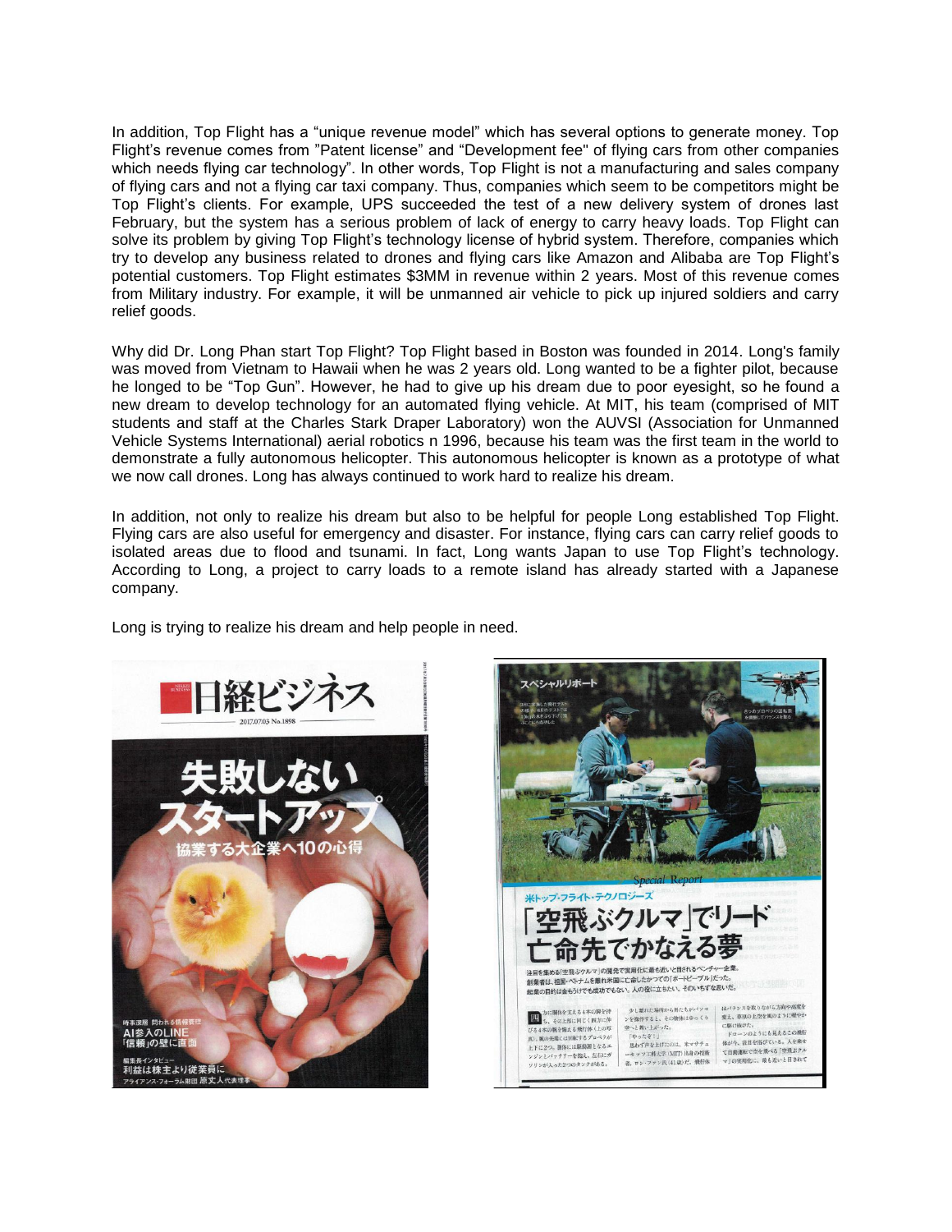In addition, Top Flight has a "unique revenue model" which has several options to generate money. Top Flight's revenue comes from "Patent license" and "Development fee" of flying cars from other companies which needs flying car technology". In other words, Top Flight is not a manufacturing and sales company of flying cars and not a flying car taxi company. Thus, companies which seem to be competitors might be Top Flight's clients. For example, UPS succeeded the test of a new delivery system of drones last February, but the system has a serious problem of lack of energy to carry heavy loads. Top Flight can solve its problem by giving Top Flight's technology license of hybrid system. Therefore, companies which try to develop any business related to drones and flying cars like Amazon and Alibaba are Top Flight's potential customers. Top Flight estimates $3MM in revenue within 2 years. Most of this revenue comes from Military industry. For example, it will be unmanned air vehicle to pick up injured soldiers and carry relief goods.

Why did Dr. Long Phan start Top Flight? Top Flight based in Boston was founded in 2014. Long's family was moved from Vietnam to Hawaii when he was 2 years old. Long wanted to be a fighter pilot, because he longed to be "Top Gun". However, he had to give up his dream due to poor eyesight, so he found a new dream to develop technology for an automated flying vehicle. At MIT, his team (comprised of MIT students and staff at the Charles Stark Draper Laboratory) won the AUVSI (Association for Unmanned Vehicle Systems International) aerial robotics n 1996, because his team was the first team in the world to demonstrate a fully autonomous helicopter. This autonomous helicopter is known as a prototype of what we now call drones. Long has always continued to work hard to realize his dream.

In addition, not only to realize his dream but also to be helpful for people Long established Top Flight. Flying cars are also useful for emergency and disaster. For instance, flying cars can carry relief goods to isolated areas due to flood and tsunami. In fact, Long wants Japan to use Top Flight's technology. According to Long, a project to carry loads to a remote island has already started with a Japanese company.

Long is trying to realize his dream and help people in need.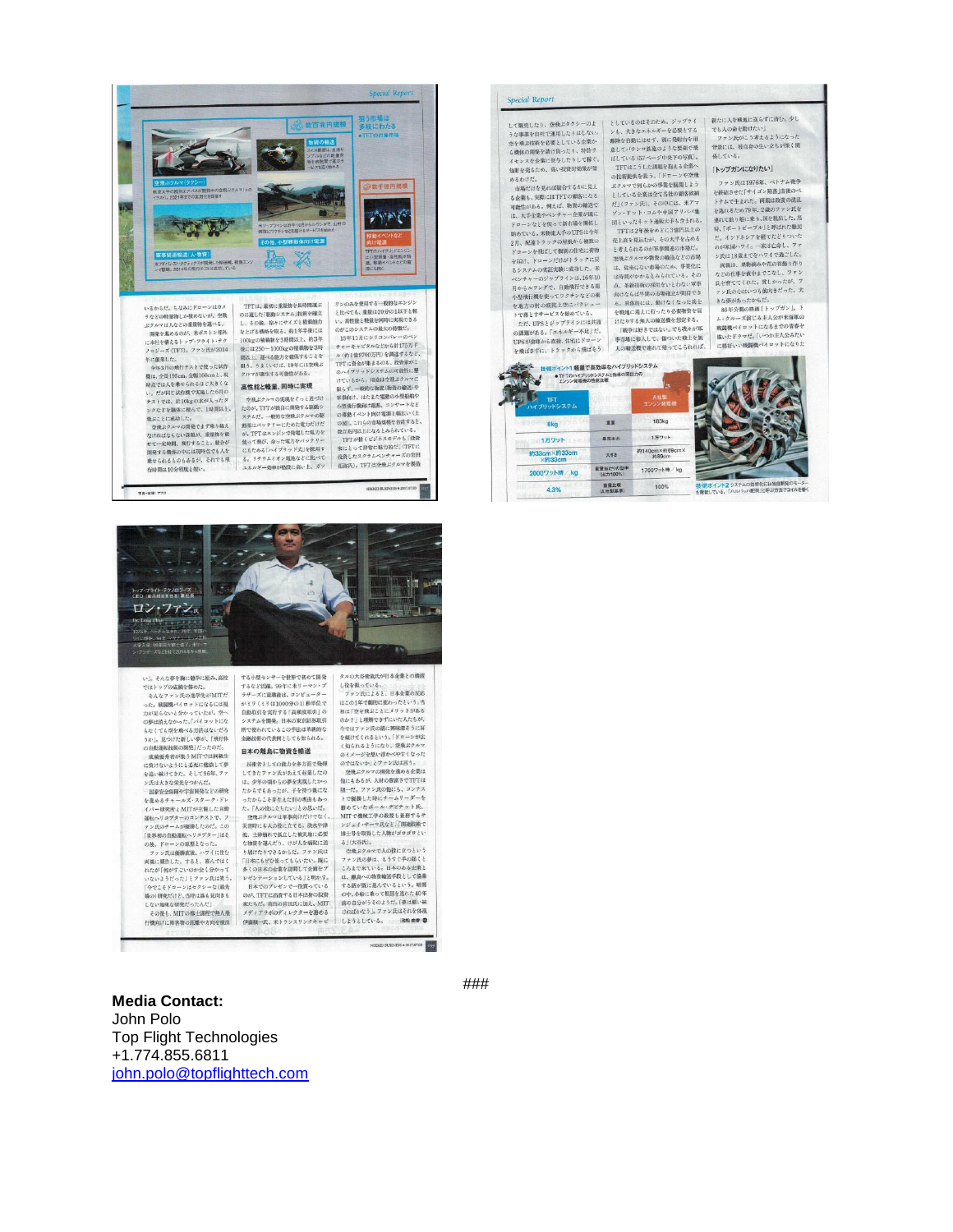###

**Media Contact:**
John Polo
Top Flight Technologies
+1.774.855.6811
[john.polo@topflighttech.com](mailto:john.polo@topflighttech.com)